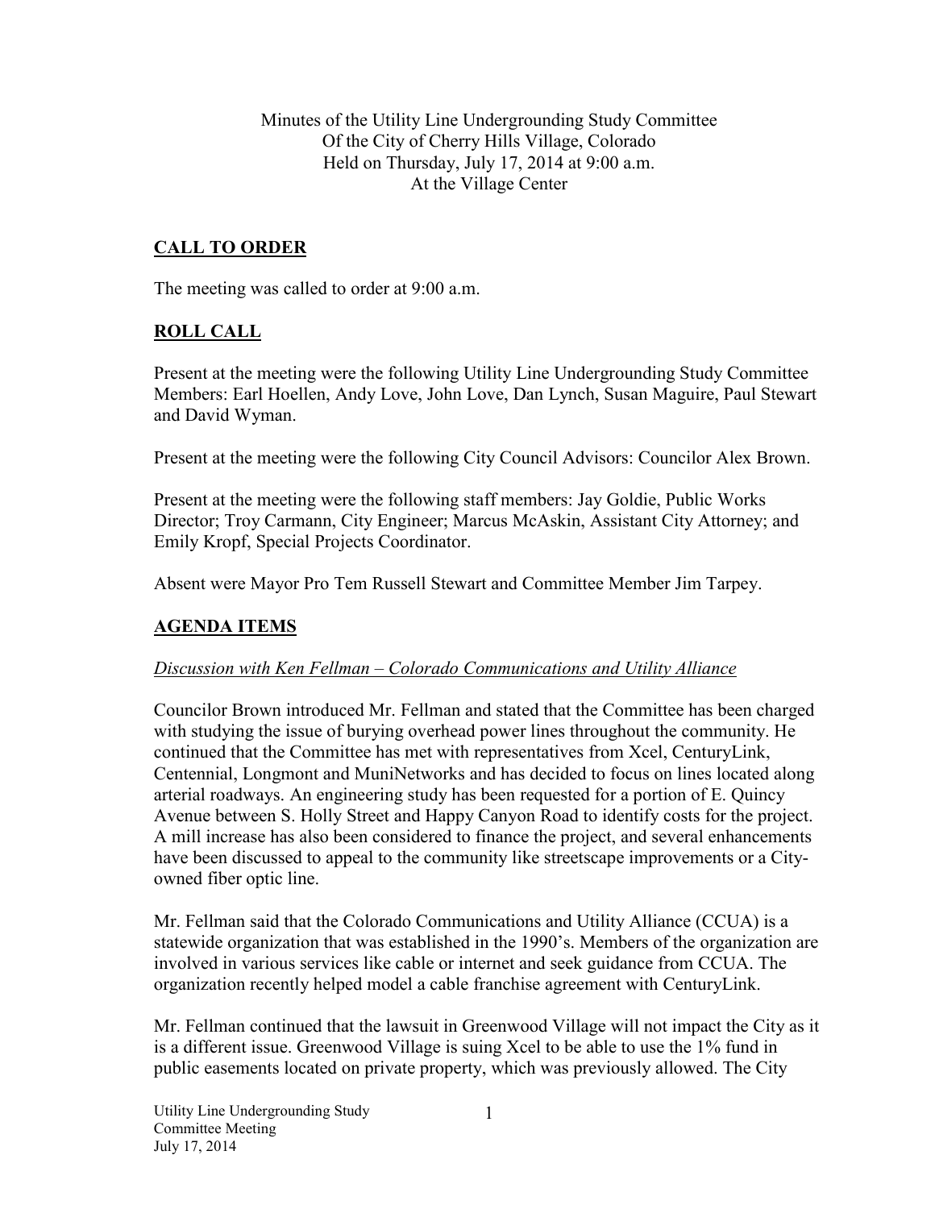Minutes of the Utility Line Undergrounding Study Committee
Of the City of Cherry Hills Village, Colorado
Held on Thursday, July 17, 2014 at 9:00 a.m.
At the Village Center

## CALL TO ORDER

The meeting was called to order at 9:00 a.m.

## ROLL CALL

Present at the meeting were the following Utility Line Undergrounding Study Committee Members: Earl Hoellen, Andy Love, John Love, Dan Lynch, Susan Maguire, Paul Stewart and David Wyman.

Present at the meeting were the following City Council Advisors: Councilor Alex Brown.

Present at the meeting were the following staff members: Jay Goldie, Public Works Director; Troy Carmann, City Engineer; Marcus McAskin, Assistant City Attorney; and Emily Kropf, Special Projects Coordinator.

Absent were Mayor Pro Tem Russell Stewart and Committee Member Jim Tarpey.

## AGENDA ITEMS

*Discussion with Ken Fellman – Colorado Communications and Utility Alliance*

Councilor Brown introduced Mr. Fellman and stated that the Committee has been charged with studying the issue of burying overhead power lines throughout the community. He continued that the Committee has met with representatives from Xcel, CenturyLink, Centennial, Longmont and MuniNetworks and has decided to focus on lines located along arterial roadways. An engineering study has been requested for a portion of E. Quincy Avenue between S. Holly Street and Happy Canyon Road to identify costs for the project. A mill increase has also been considered to finance the project, and several enhancements have been discussed to appeal to the community like streetscape improvements or a City-owned fiber optic line.

Mr. Fellman said that the Colorado Communications and Utility Alliance (CCUA) is a statewide organization that was established in the 1990's. Members of the organization are involved in various services like cable or internet and seek guidance from CCUA. The organization recently helped model a cable franchise agreement with CenturyLink.

Mr. Fellman continued that the lawsuit in Greenwood Village will not impact the City as it is a different issue. Greenwood Village is suing Xcel to be able to use the 1% fund in public easements located on private property, which was previously allowed. The City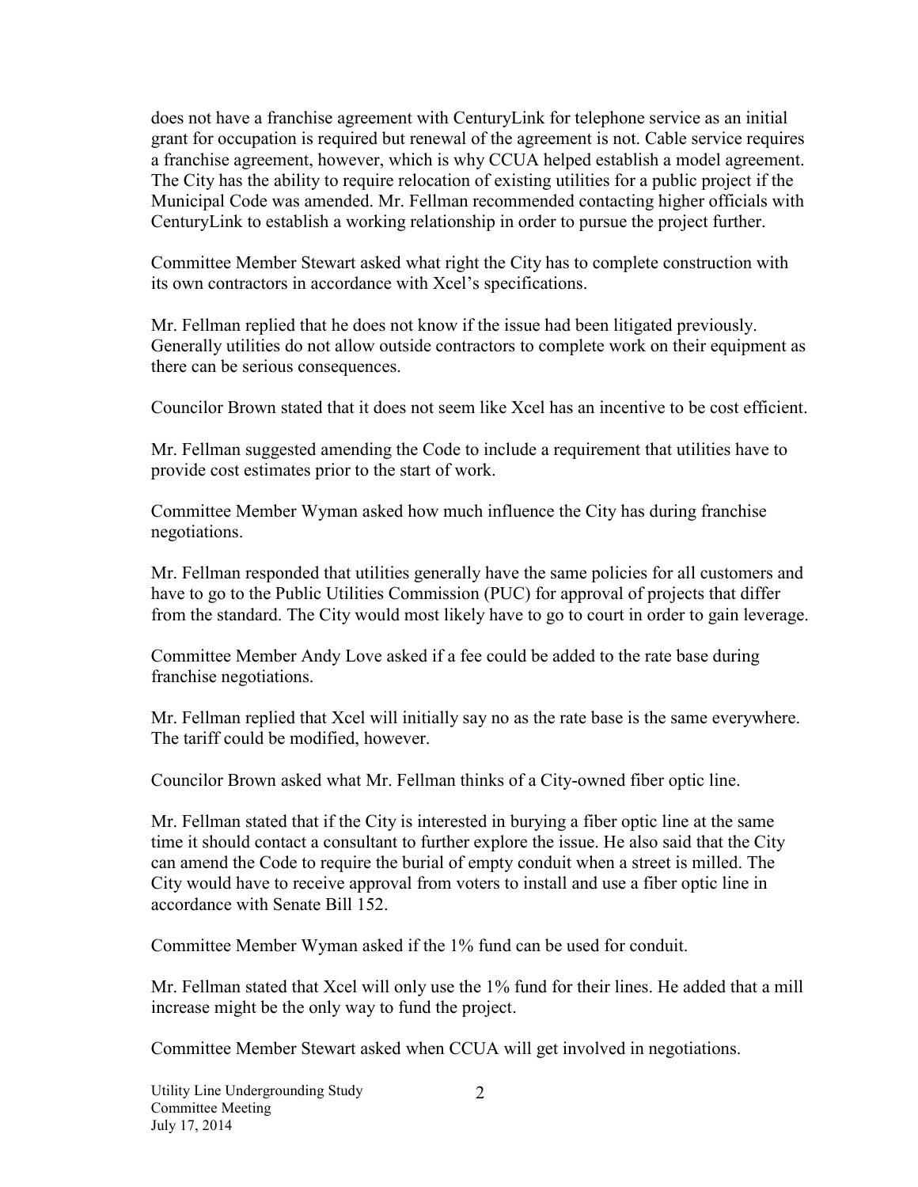does not have a franchise agreement with CenturyLink for telephone service as an initial grant for occupation is required but renewal of the agreement is not. Cable service requires a franchise agreement, however, which is why CCUA helped establish a model agreement. The City has the ability to require relocation of existing utilities for a public project if the Municipal Code was amended. Mr. Fellman recommended contacting higher officials with CenturyLink to establish a working relationship in order to pursue the project further.

Committee Member Stewart asked what right the City has to complete construction with its own contractors in accordance with Xcel's specifications.

Mr. Fellman replied that he does not know if the issue had been litigated previously. Generally utilities do not allow outside contractors to complete work on their equipment as there can be serious consequences.

Councilor Brown stated that it does not seem like Xcel has an incentive to be cost efficient.

Mr. Fellman suggested amending the Code to include a requirement that utilities have to provide cost estimates prior to the start of work.

Committee Member Wyman asked how much influence the City has during franchise negotiations.

Mr. Fellman responded that utilities generally have the same policies for all customers and have to go to the Public Utilities Commission (PUC) for approval of projects that differ from the standard. The City would most likely have to go to court in order to gain leverage.

Committee Member Andy Love asked if a fee could be added to the rate base during franchise negotiations.

Mr. Fellman replied that Xcel will initially say no as the rate base is the same everywhere. The tariff could be modified, however.

Councilor Brown asked what Mr. Fellman thinks of a City-owned fiber optic line.

Mr. Fellman stated that if the City is interested in burying a fiber optic line at the same time it should contact a consultant to further explore the issue. He also said that the City can amend the Code to require the burial of empty conduit when a street is milled. The City would have to receive approval from voters to install and use a fiber optic line in accordance with Senate Bill 152.

Committee Member Wyman asked if the 1% fund can be used for conduit.

Mr. Fellman stated that Xcel will only use the 1% fund for their lines. He added that a mill increase might be the only way to fund the project.

Committee Member Stewart asked when CCUA will get involved in negotiations.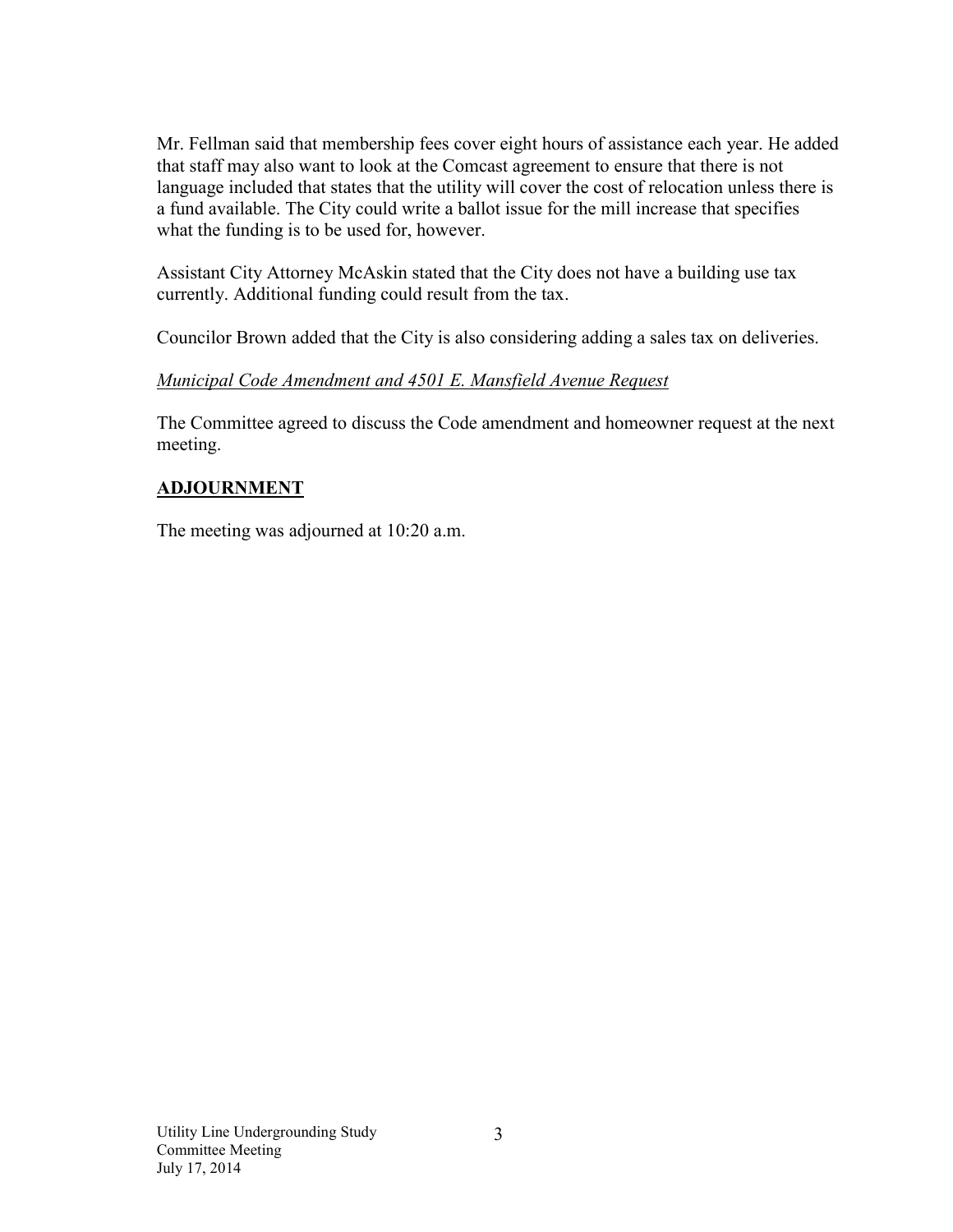Mr. Fellman said that membership fees cover eight hours of assistance each year. He added that staff may also want to look at the Comcast agreement to ensure that there is not language included that states that the utility will cover the cost of relocation unless there is a fund available. The City could write a ballot issue for the mill increase that specifies what the funding is to be used for, however.

Assistant City Attorney McAskin stated that the City does not have a building use tax currently. Additional funding could result from the tax.

Councilor Brown added that the City is also considering adding a sales tax on deliveries.

*Municipal Code Amendment and 4501 E. Mansfield Avenue Request*

The Committee agreed to discuss the Code amendment and homeowner request at the next meeting.

## ADJOURNMENT

The meeting was adjourned at 10:20 a.m.